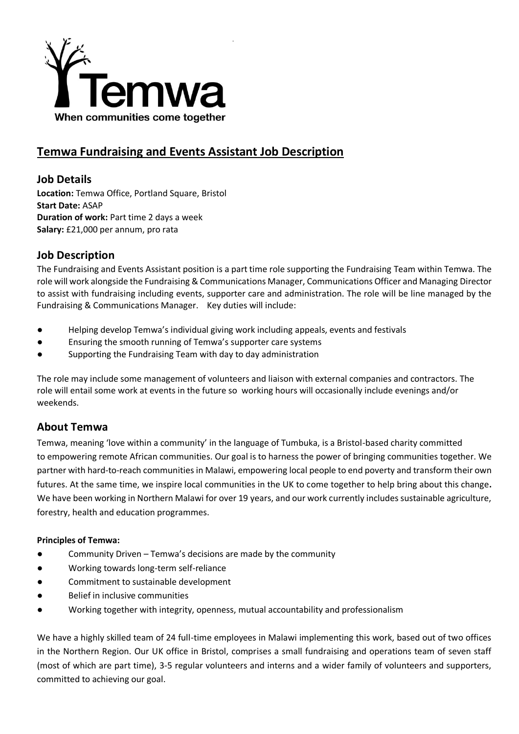Temwa
When communities come together

# Temwa Fundraising and Events Assistant Job Description

## Job Details

**Location:** Temwa Office, Portland Square, Bristol
**Start Date:** ASAP
**Duration of work:** Part time 2 days a week
**Salary:** £21,000 per annum, pro rata

## Job Description

The Fundraising and Events Assistant position is a part time role supporting the Fundraising Team within Temwa. The role will work alongside the Fundraising & Communications Manager, Communications Officer and Managing Director to assist with fundraising including events, supporter care and administration. The role will be line managed by the Fundraising & Communications Manager. Key duties will include:

- Helping develop Temwa's individual giving work including appeals, events and festivals
- Ensuring the smooth running of Temwa's supporter care systems
- Supporting the Fundraising Team with day to day administration

The role may include some management of volunteers and liaison with external companies and contractors. The role will entail some work at events in the future so working hours will occasionally include evenings and/or weekends.

## About Temwa

Temwa, meaning 'love within a community' in the language of Tumbuka, is a Bristol-based charity committed to empowering remote African communities. Our goal is to harness the power of bringing communities together. We partner with hard-to-reach communities in Malawi, empowering local people to end poverty and transform their own futures. At the same time, we inspire local communities in the UK to come together to help bring about this change**.** We have been working in Northern Malawi for over 19 years, and our work currently includes sustainable agriculture, forestry, health and education programmes.

**Principles of Temwa:**

- Community Driven – Temwa's decisions are made by the community
- Working towards long-term self-reliance
- Commitment to sustainable development
- Belief in inclusive communities
- Working together with integrity, openness, mutual accountability and professionalism

We have a highly skilled team of 24 full-time employees in Malawi implementing this work, based out of two offices in the Northern Region. Our UK office in Bristol, comprises a small fundraising and operations team of seven staff (most of which are part time), 3-5 regular volunteers and interns and a wider family of volunteers and supporters, committed to achieving our goal.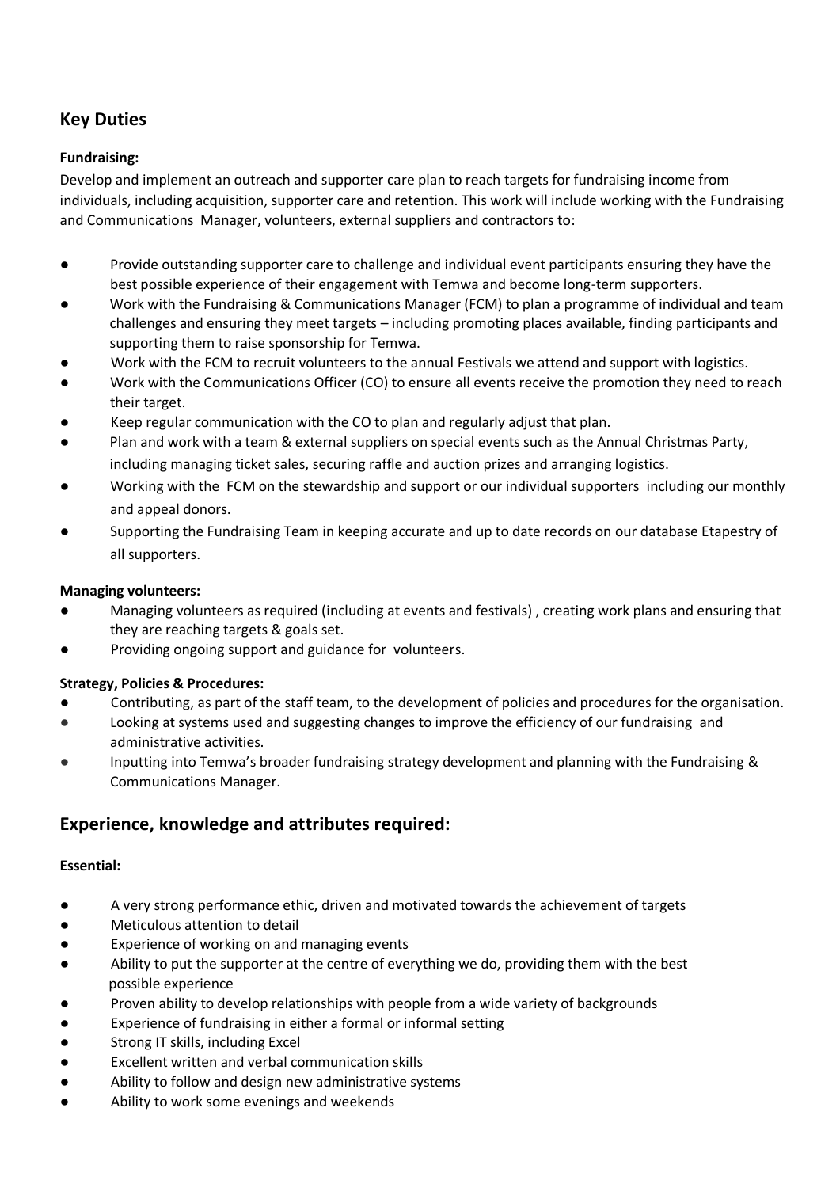## Key Duties

**Fundraising:**

Develop and implement an outreach and supporter care plan to reach targets for fundraising income from individuals, including acquisition, supporter care and retention. This work will include working with the Fundraising and Communications Manager, volunteers, external suppliers and contractors to:

- Provide outstanding supporter care to challenge and individual event participants ensuring they have the best possible experience of their engagement with Temwa and become long-term supporters.
- Work with the Fundraising & Communications Manager (FCM) to plan a programme of individual and team challenges and ensuring they meet targets – including promoting places available, finding participants and supporting them to raise sponsorship for Temwa.
- Work with the FCM to recruit volunteers to the annual Festivals we attend and support with logistics.
- Work with the Communications Officer (CO) to ensure all events receive the promotion they need to reach their target.
- Keep regular communication with the CO to plan and regularly adjust that plan.
- Plan and work with a team & external suppliers on special events such as the Annual Christmas Party, including managing ticket sales, securing raffle and auction prizes and arranging logistics.
- Working with the FCM on the stewardship and support or our individual supporters including our monthly and appeal donors.
- Supporting the Fundraising Team in keeping accurate and up to date records on our database Etapestry of all supporters.

**Managing volunteers:**

- Managing volunteers as required (including at events and festivals) , creating work plans and ensuring that they are reaching targets & goals set.
- Providing ongoing support and guidance for volunteers.

**Strategy, Policies & Procedures:**

- Contributing, as part of the staff team, to the development of policies and procedures for the organisation.
- Looking at systems used and suggesting changes to improve the efficiency of our fundraising and administrative activities.
- Inputting into Temwa's broader fundraising strategy development and planning with the Fundraising & Communications Manager.

## Experience, knowledge and attributes required:

**Essential:**

- A very strong performance ethic, driven and motivated towards the achievement of targets
- Meticulous attention to detail
- Experience of working on and managing events
- Ability to put the supporter at the centre of everything we do, providing them with the best possible experience
- Proven ability to develop relationships with people from a wide variety of backgrounds
- Experience of fundraising in either a formal or informal setting
- Strong IT skills, including Excel
- Excellent written and verbal communication skills
- Ability to follow and design new administrative systems
- Ability to work some evenings and weekends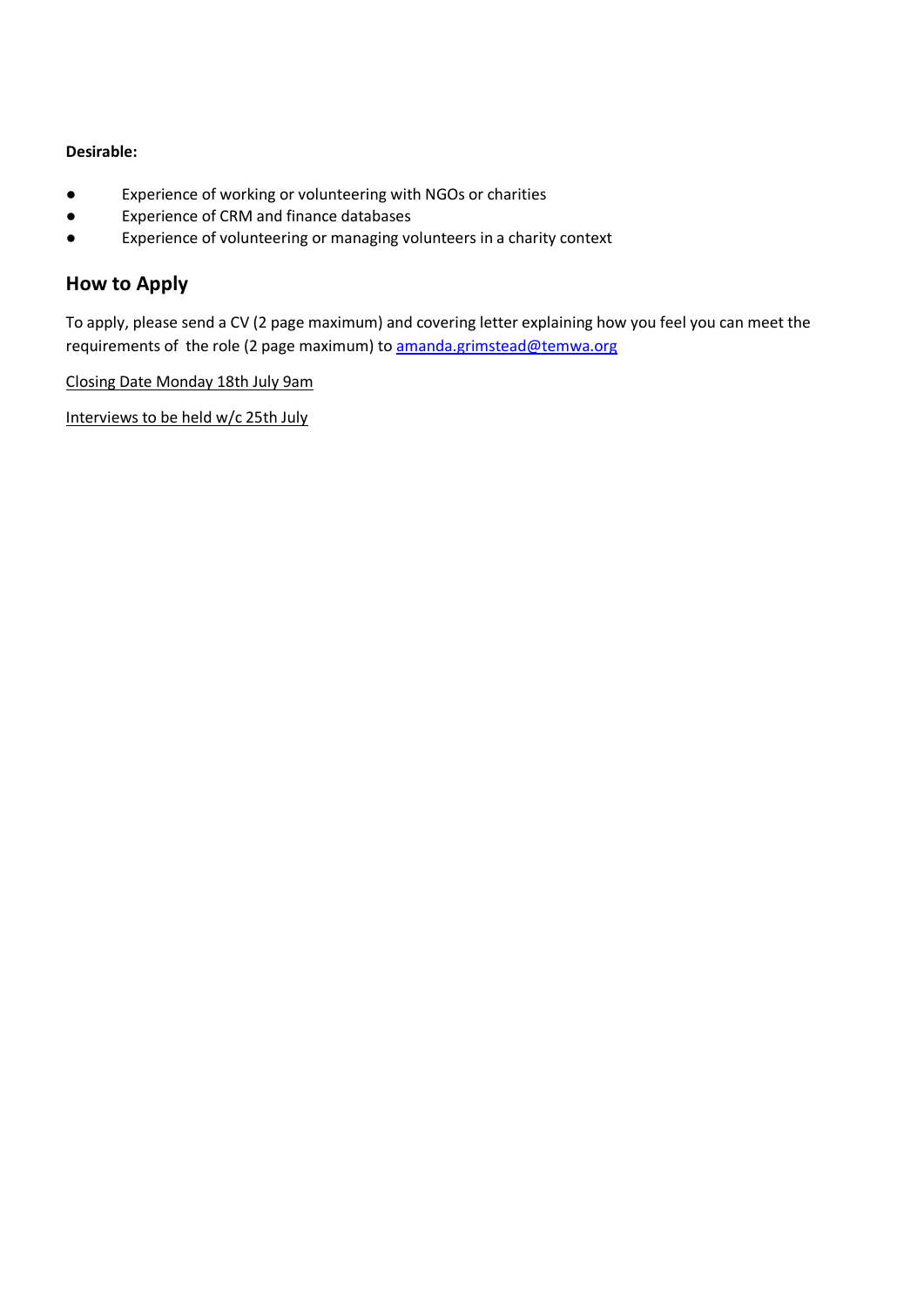**Desirable:**

- Experience of working or volunteering with NGOs or charities
- Experience of CRM and finance databases
- Experience of volunteering or managing volunteers in a charity context

## How to Apply

To apply, please send a CV (2 page maximum) and covering letter explaining how you feel you can meet the requirements of the role (2 page maximum) to amanda.grimstead@temwa.org

Closing Date Monday 18th July 9am

Interviews to be held w/c 25th July